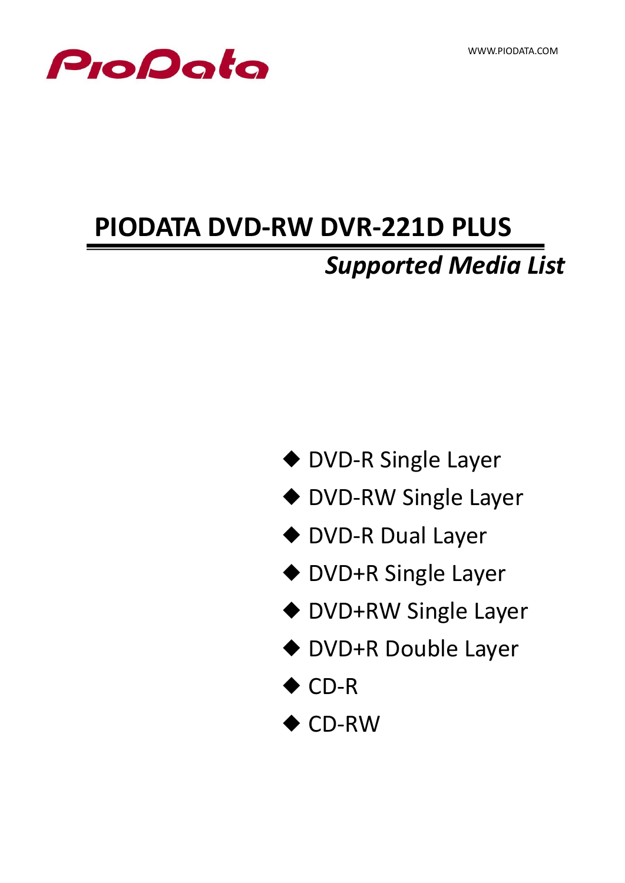PioData

WWW.PIODATA.COM

# PIODATA DVD-RW DVR-221D PLUS

## *Supported Media List*

- DVD-R Single Layer
- DVD-RW Single Layer
- DVD-R Dual Layer
- DVD+R Single Layer
- DVD+RW Single Layer
- DVD+R Double Layer
- CD-R
- CD-RW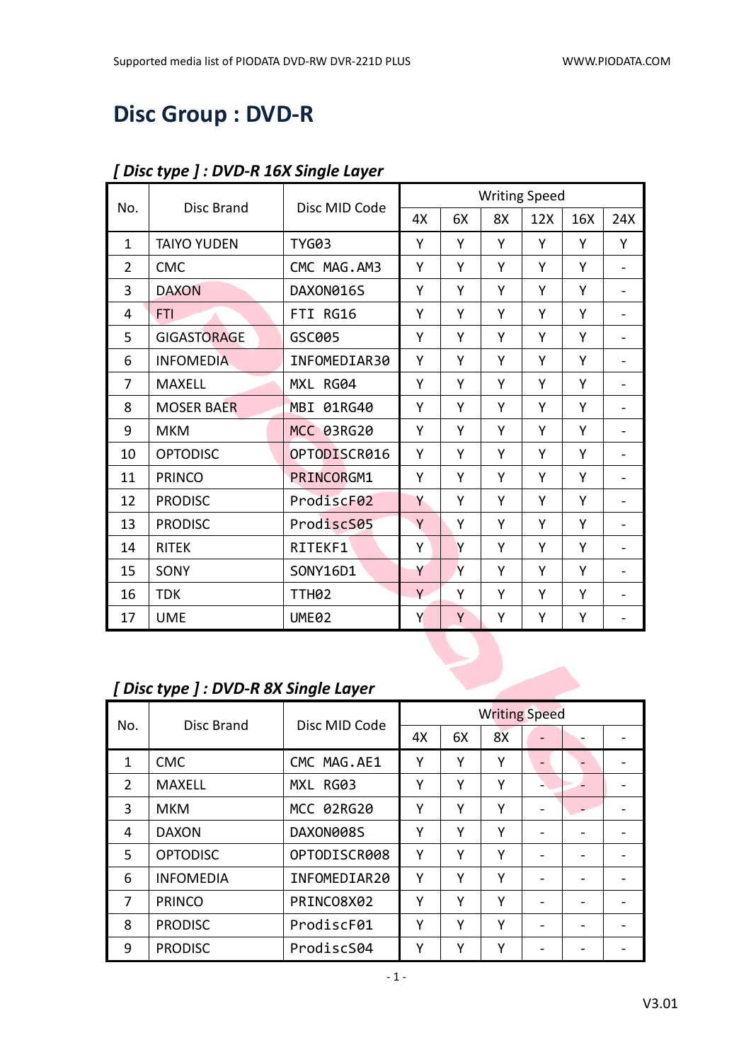# Disc Group : DVD-R

### *[ Disc type ] : DVD-R 16X Single Layer*

| No. | Disc Brand | Disc MID Code | Writing Speed | | | | | |
|---|---|---|---|---|---|---|---|---|
| | | | 4X | 6X | 8X | 12X | 16X | 24X |
| 1 | TAIYO YUDEN | TYG03 | Y | Y | Y | Y | Y | Y |
| 2 | CMC | CMC MAG.AM3 | Y | Y | Y | Y | Y | - |
| 3 | DAXON | DAXON016S | Y | Y | Y | Y | Y | - |
| 4 | FTI | FTI RG16 | Y | Y | Y | Y | Y | - |
| 5 | GIGASTORAGE | GSC005 | Y | Y | Y | Y | Y | - |
| 6 | INFOMEDIA | INFOMEDIAR30 | Y | Y | Y | Y | Y | - |
| 7 | MAXELL | MXL RG04 | Y | Y | Y | Y | Y | - |
| 8 | MOSER BAER | MBI 01RG40 | Y | Y | Y | Y | Y | - |
| 9 | MKM | MCC 03RG20 | Y | Y | Y | Y | Y | - |
| 10 | OPTODISC | OPTODISCR016 | Y | Y | Y | Y | Y | - |
| 11 | PRINCO | PRINCORGM1 | Y | Y | Y | Y | Y | - |
| 12 | PRODISC | ProdiscF02 | Y | Y | Y | Y | Y | - |
| 13 | PRODISC | ProdiscS05 | Y | Y | Y | Y | Y | - |
| 14 | RITEK | RITEKF1 | Y | Y | Y | Y | Y | - |
| 15 | SONY | SONY16D1 | Y | Y | Y | Y | Y | - |
| 16 | TDK | TTH02 | Y | Y | Y | Y | Y | - |
| 17 | UME | UME02 | Y | Y | Y | Y | Y | - |

### *[ Disc type ] : DVD-R 8X Single Layer*

| No. | Disc Brand | Disc MID Code | Writing Speed | | | | | |
|---|---|---|---|---|---|---|---|---|
| | | | 4X | 6X | 8X | - | - | - |
| 1 | CMC | CMC MAG.AE1 | Y | Y | Y | - | - | - |
| 2 | MAXELL | MXL RG03 | Y | Y | Y | - | - | - |
| 3 | MKM | MCC 02RG20 | Y | Y | Y | - | - | - |
| 4 | DAXON | DAXON008S | Y | Y | Y | - | - | - |
| 5 | OPTODISC | OPTODISCR008 | Y | Y | Y | - | - | - |
| 6 | INFOMEDIA | INFOMEDIAR20 | Y | Y | Y | - | - | - |
| 7 | PRINCO | PRINCO8X02 | Y | Y | Y | - | - | - |
| 8 | PRODISC | ProdiscF01 | Y | Y | Y | - | - | - |
| 9 | PRODISC | ProdiscS04 | Y | Y | Y | - | - | - |

V3.01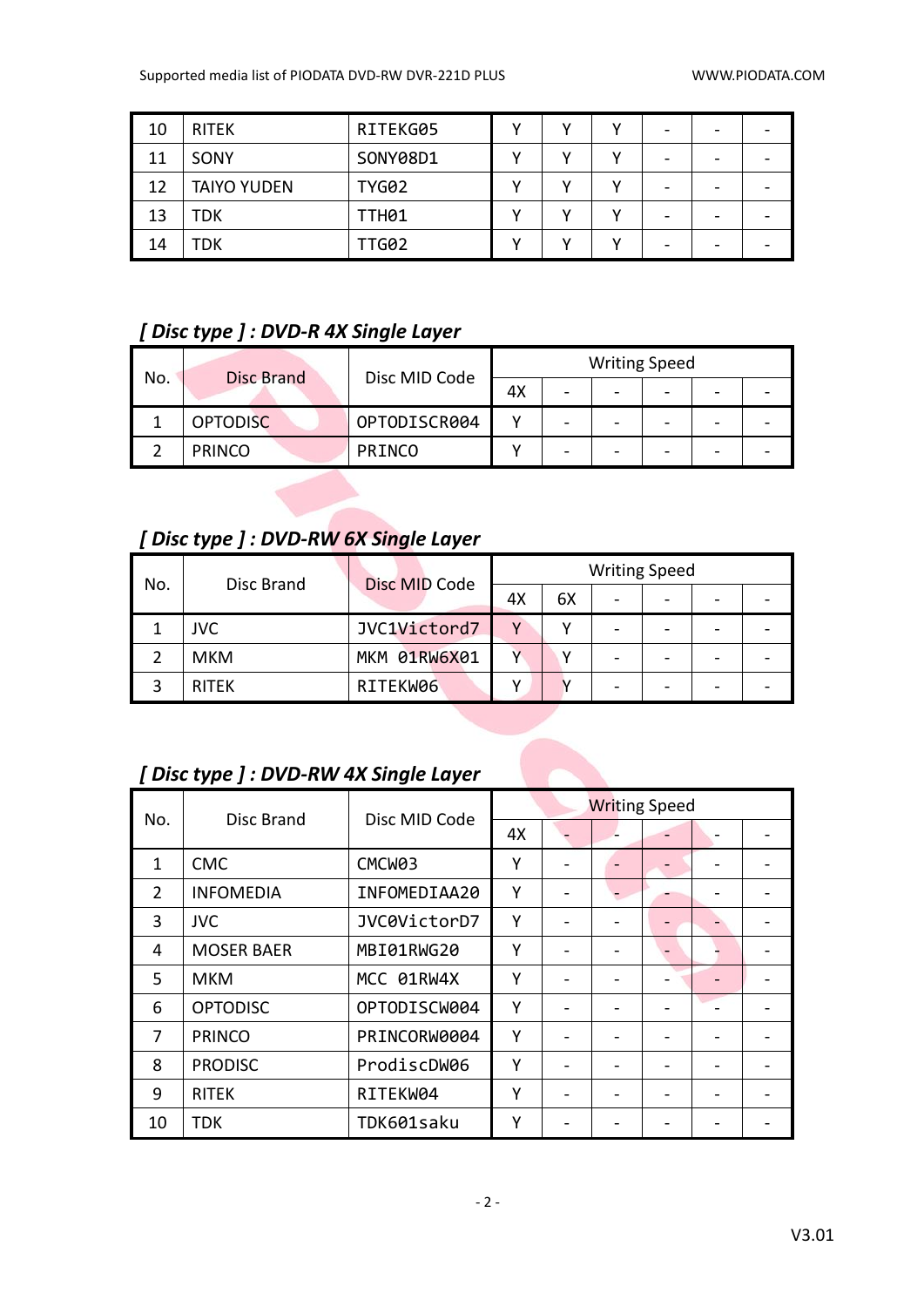| 10 | RITEK | RITEKG05 | Y | Y | Y | - | - | - |
|---|---|---|---|---|---|---|---|---|
| 11 | SONY | SONY08D1 | Y | Y | Y | - | - | - |
| 12 | TAIYO YUDEN | TYG02 | Y | Y | Y | - | - | - |
| 13 | TDK | TTH01 | Y | Y | Y | - | - | - |
| 14 | TDK | TTG02 | Y | Y | Y | - | - | - |

## *[ Disc type ] : DVD-R 4X Single Layer*

| No. | Disc Brand | Disc MID Code | Writing Speed | | | | | |
|---|---|---|---|---|---|---|---|---|
| | | | 4X | - | - | - | - | - |
| 1 | OPTODISC | OPTODISCR004 | Y | - | - | - | - | - |
| 2 | PRINCO | PRINCO | Y | - | - | - | - | - |

## *[ Disc type ] : DVD-RW 6X Single Layer*

| No. | Disc Brand | Disc MID Code | Writing Speed | | | | | |
|---|---|---|---|---|---|---|---|---|
| | | | 4X | 6X | - | - | - | - |
| 1 | JVC | JVC1Victord7 | Y | Y | - | - | - | - |
| 2 | MKM | MKM 01RW6X01 | Y | Y | - | - | - | - |
| 3 | RITEK | RITEKW06 | Y | Y | - | - | - | - |

## *[ Disc type ] : DVD-RW 4X Single Layer*

| No. | Disc Brand | Disc MID Code | Writing Speed | | | | | |
|---|---|---|---|---|---|---|---|---|
| | | | 4X | - | - | - | - | - |
| 1 | CMC | CMCW03 | Y | - | - | - | - | - |
| 2 | INFOMEDIA | INFOMEDIAA20 | Y | - | - | - | - | - |
| 3 | JVC | JVC0VictorD7 | Y | - | - | - | - | - |
| 4 | MOSER BAER | MBI01RWG20 | Y | - | - | - | - | - |
| 5 | MKM | MCC 01RW4X | Y | - | - | - | - | - |
| 6 | OPTODISC | OPTODISCW004 | Y | - | - | - | - | - |
| 7 | PRINCO | PRINCORW0004 | Y | - | - | - | - | - |
| 8 | PRODISC | ProdiscDW06 | Y | - | - | - | - | - |
| 9 | RITEK | RITEKW04 | Y | - | - | - | - | - |
| 10 | TDK | TDK601saku | Y | - | - | - | - | - |

V3.01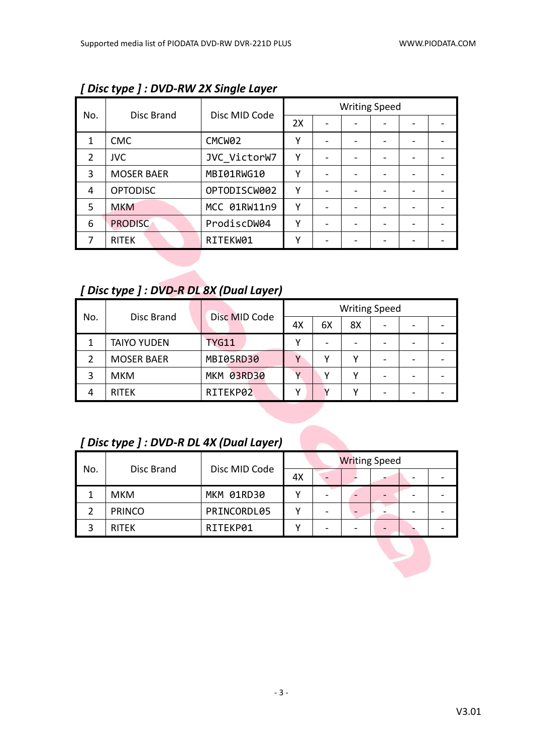## [ Disc type ] : DVD-RW 2X Single Layer

| No. | Disc Brand | Disc MID Code | Writing Speed | | | | | |
|---|---|---|---|---|---|---|---|---|
| | | | 2X | - | - | - | - | - |
| 1 | CMC | CMCW02 | Y | - | - | - | - | - |
| 2 | JVC | JVC_VictorW7 | Y | - | - | - | - | - |
| 3 | MOSER BAER | MBI01RWG10 | Y | - | - | - | - | - |
| 4 | OPTODISC | OPTODISCW002 | Y | - | - | - | - | - |
| 5 | MKM | MCC 01RW11n9 | Y | - | - | - | - | - |
| 6 | PRODISC | ProdiscDW04 | Y | - | - | - | - | - |
| 7 | RITEK | RITEKW01 | Y | - | - | - | - | - |

## [ Disc type ] : DVD-R DL 8X (Dual Layer)

| No. | Disc Brand | Disc MID Code | Writing Speed | | | | | |
|---|---|---|---|---|---|---|---|---|
| | | | 4X | 6X | 8X | - | - | - |
| 1 | TAIYO YUDEN | TYG11 | Y | - | - | - | - | - |
| 2 | MOSER BAER | MBI05RD30 | Y | Y | Y | - | - | - |
| 3 | MKM | MKM 03RD30 | Y | Y | Y | - | - | - |
| 4 | RITEK | RITEKP02 | Y | Y | Y | - | - | - |

## [ Disc type ] : DVD-R DL 4X (Dual Layer)

| No. | Disc Brand | Disc MID Code | Writing Speed | | | | | |
|---|---|---|---|---|---|---|---|---|
| | | | 4X | - | - | - | - | - |
| 1 | MKM | MKM 01RD30 | Y | - | - | - | - | - |
| 2 | PRINCO | PRINCORDL05 | Y | - | - | - | - | - |
| 3 | RITEK | RITEKP01 | Y | - | - | - | - | - |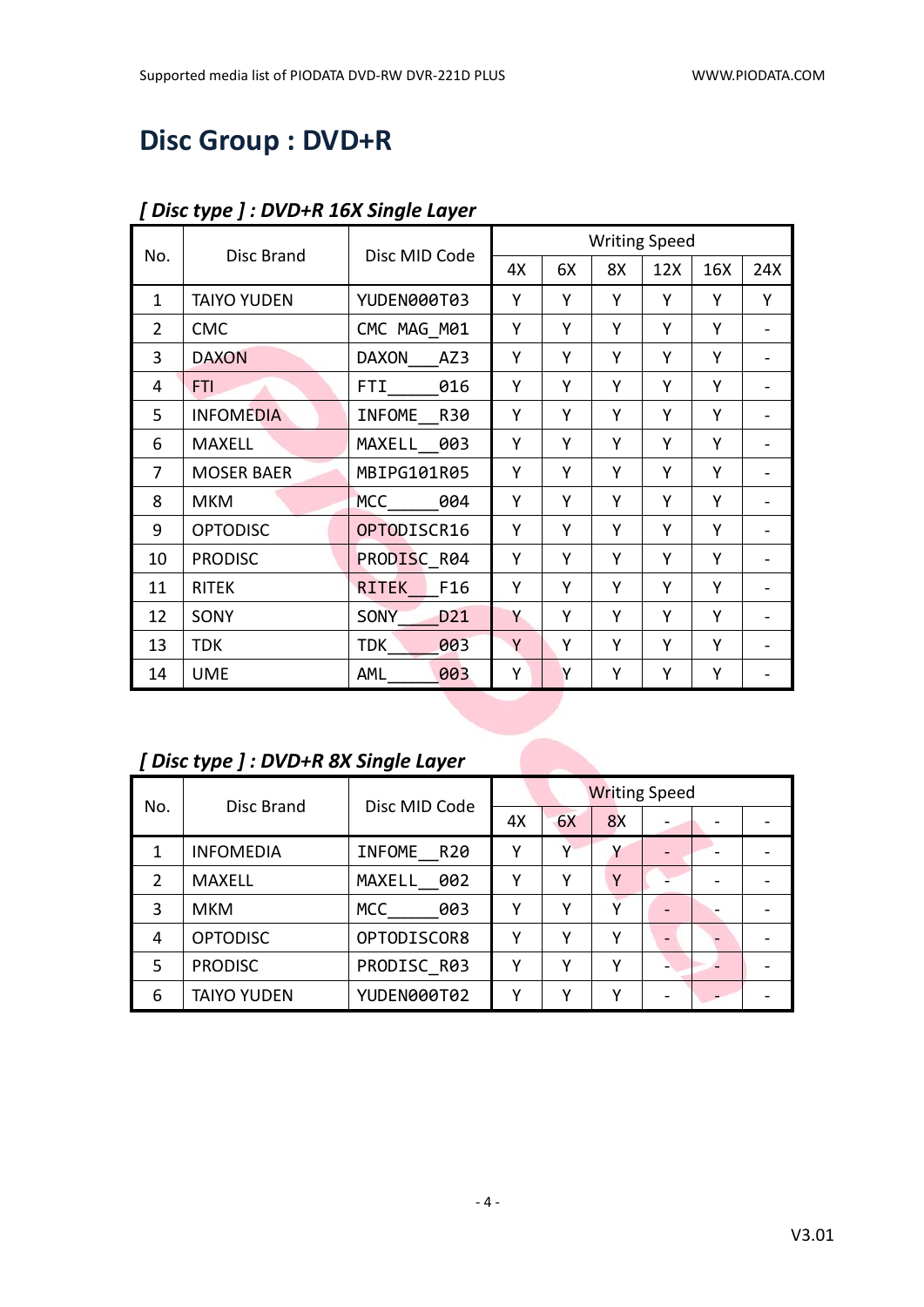# Disc Group : DVD+R

## *[ Disc type ] : DVD+R 16X Single Layer*

| No. | Disc Brand | Disc MID Code | Writing Speed | | | | | |
|---|---|---|---|---|---|---|---|---|
| | | | 4X | 6X | 8X | 12X | 16X | 24X |
| 1 | TAIYO YUDEN | YUDEN000T03 | Y | Y | Y | Y | Y | Y |
| 2 | CMC | CMC MAG_M01 | Y | Y | Y | Y | Y | - |
| 3 | DAXON | DAXON___AZ3 | Y | Y | Y | Y | Y | - |
| 4 | FTI | FTI_____016 | Y | Y | Y | Y | Y | - |
| 5 | INFOMEDIA | INFOME__R30 | Y | Y | Y | Y | Y | - |
| 6 | MAXELL | MAXELL__003 | Y | Y | Y | Y | Y | - |
| 7 | MOSER BAER | MBIPG101R05 | Y | Y | Y | Y | Y | - |
| 8 | MKM | MCC_____004 | Y | Y | Y | Y | Y | - |
| 9 | OPTODISC | OPTODISCR16 | Y | Y | Y | Y | Y | - |
| 10 | PRODISC | PRODISC_R04 | Y | Y | Y | Y | Y | - |
| 11 | RITEK | RITEK___F16 | Y | Y | Y | Y | Y | - |
| 12 | SONY | SONY____D21 | Y | Y | Y | Y | Y | - |
| 13 | TDK | TDK_____003 | Y | Y | Y | Y | Y | - |
| 14 | UME | AML_____003 | Y | Y | Y | Y | Y | - |

## *[ Disc type ] : DVD+R 8X Single Layer*

| No. | Disc Brand | Disc MID Code | Writing Speed | | | | | |
|---|---|---|---|---|---|---|---|---|
| | | | 4X | 6X | 8X | - | - | - |
| 1 | INFOMEDIA | INFOME__R20 | Y | Y | Y | - | - | - |
| 2 | MAXELL | MAXELL__002 | Y | Y | Y | - | - | - |
| 3 | MKM | MCC_____003 | Y | Y | Y | - | - | - |
| 4 | OPTODISC | OPTODISCOR8 | Y | Y | Y | - | - | - |
| 5 | PRODISC | PRODISC_R03 | Y | Y | Y | - | - | - |
| 6 | TAIYO YUDEN | YUDEN000T02 | Y | Y | Y | - | - | - |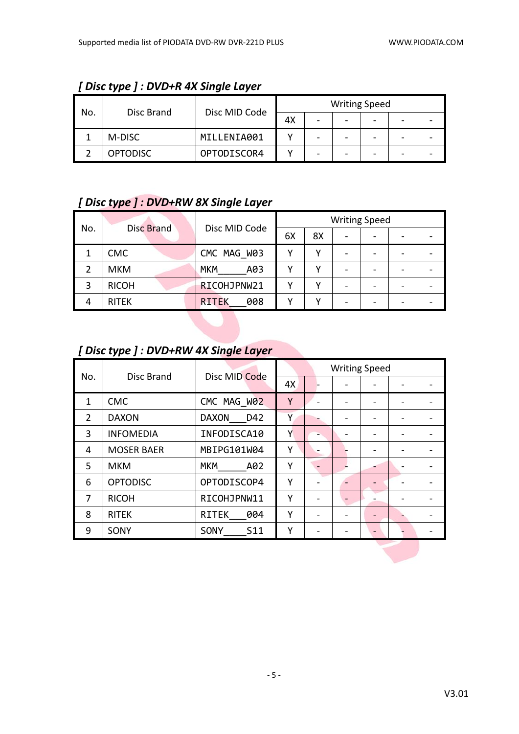### [ Disc type ] : DVD+R 4X Single Layer

| No. | Disc Brand | Disc MID Code | Writing Speed | | | | | |
|---|---|---|---|---|---|---|---|---|
| | | | 4X | - | - | - | - | - |
| 1 | M-DISC | MILLENIA001 | Y | - | - | - | - | - |
| 2 | OPTODISC | OPTODISCOR4 | Y | - | - | - | - | - |

### [ Disc type ] : DVD+RW 8X Single Layer

| No. | Disc Brand | Disc MID Code | Writing Speed | | | | | |
|---|---|---|---|---|---|---|---|---|
| | | | 6X | 8X | - | - | - | - |
| 1 | CMC | CMC MAG_W03 | Y | Y | - | - | - | - |
| 2 | MKM | MKM_____A03 | Y | Y | - | - | - | - |
| 3 | RICOH | RICOHJPNW21 | Y | Y | - | - | - | - |
| 4 | RITEK | RITEK___008 | Y | Y | - | - | - | - |

### [ Disc type ] : DVD+RW 4X Single Layer

| No. | Disc Brand | Disc MID Code | Writing Speed | | | | | |
|---|---|---|---|---|---|---|---|---|
| | | | 4X | - | - | - | - | - |
| 1 | CMC | CMC MAG_W02 | Y | - | - | - | - | - |
| 2 | DAXON | DAXON___D42 | Y | - | - | - | - | - |
| 3 | INFOMEDIA | INFODISCA10 | Y | - | - | - | - | - |
| 4 | MOSER BAER | MBIPG101W04 | Y | - | - | - | - | - |
| 5 | MKM | MKM_____A02 | Y | - | - | - | - | - |
| 6 | OPTODISC | OPTODISCOP4 | Y | - | - | - | - | - |
| 7 | RICOH | RICOHJPNW11 | Y | - | - | - | - | - |
| 8 | RITEK | RITEK___004 | Y | - | - | - | - | - |
| 9 | SONY | SONY____S11 | Y | - | - | - | - | - |

V3.01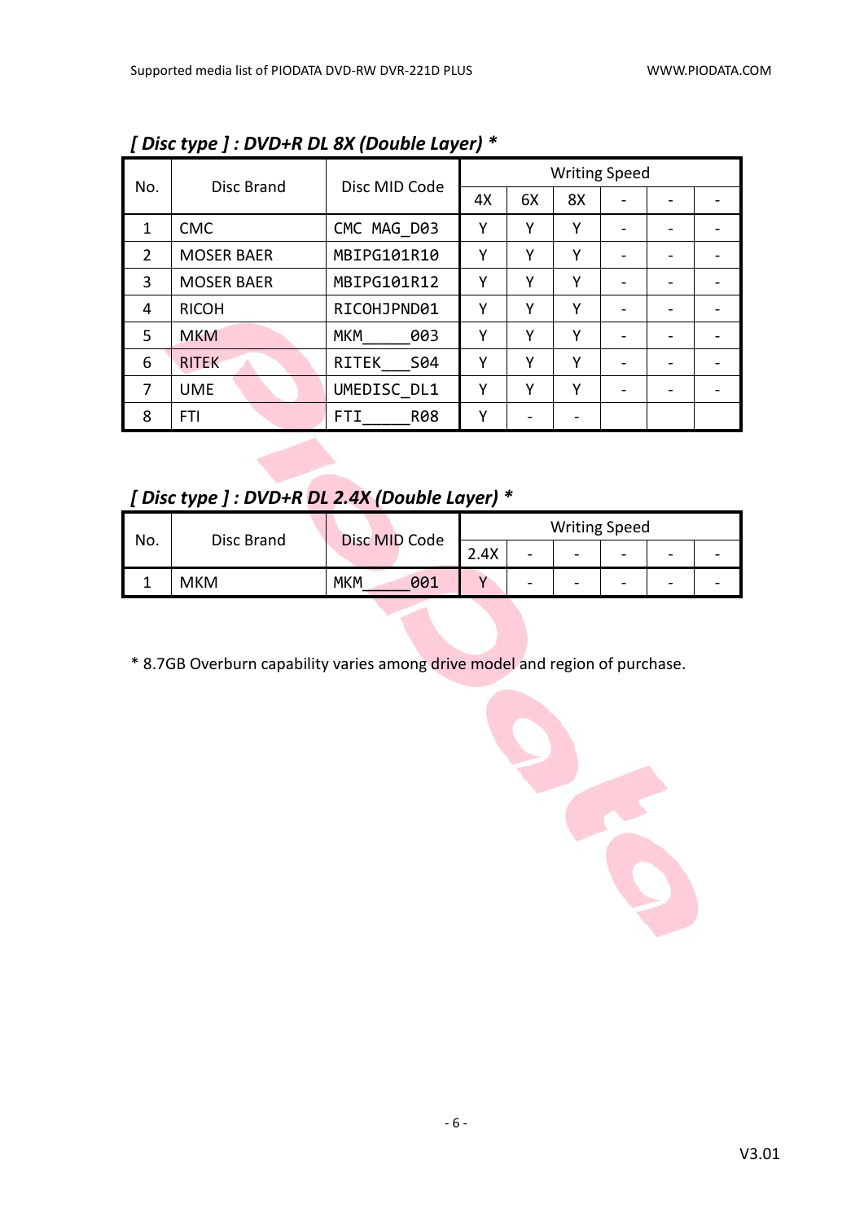### *[ Disc type ] : DVD+R DL 8X (Double Layer) \**

| No. | Disc Brand | Disc MID Code | Writing Speed | | | | | |
|---|---|---|---|---|---|---|---|---|
| | | | 4X | 6X | 8X | - | - | - |
| 1 | CMC | CMC MAG_D03 | Y | Y | Y | - | - | - |
| 2 | MOSER BAER | MBIPG101R10 | Y | Y | Y | - | - | - |
| 3 | MOSER BAER | MBIPG101R12 | Y | Y | Y | - | - | - |
| 4 | RICOH | RICOHJPND01 | Y | Y | Y | - | - | - |
| 5 | MKM | MKM_____003 | Y | Y | Y | - | - | - |
| 6 | RITEK | RITEK___S04 | Y | Y | Y | - | - | - |
| 7 | UME | UMEDISC_DL1 | Y | Y | Y | - | - | - |
| 8 | FTI | FTI_____R08 | Y | - | - | | | |

### *[ Disc type ] : DVD+R DL 2.4X (Double Layer) \**

| No. | Disc Brand | Disc MID Code | Writing Speed | | | | | |
|---|---|---|---|---|---|---|---|---|
| | | | 2.4X | - | - | - | - | - |
| 1 | MKM | MKM_____001 | Y | - | - | - | - | - |

\* 8.7GB Overburn capability varies among drive model and region of purchase.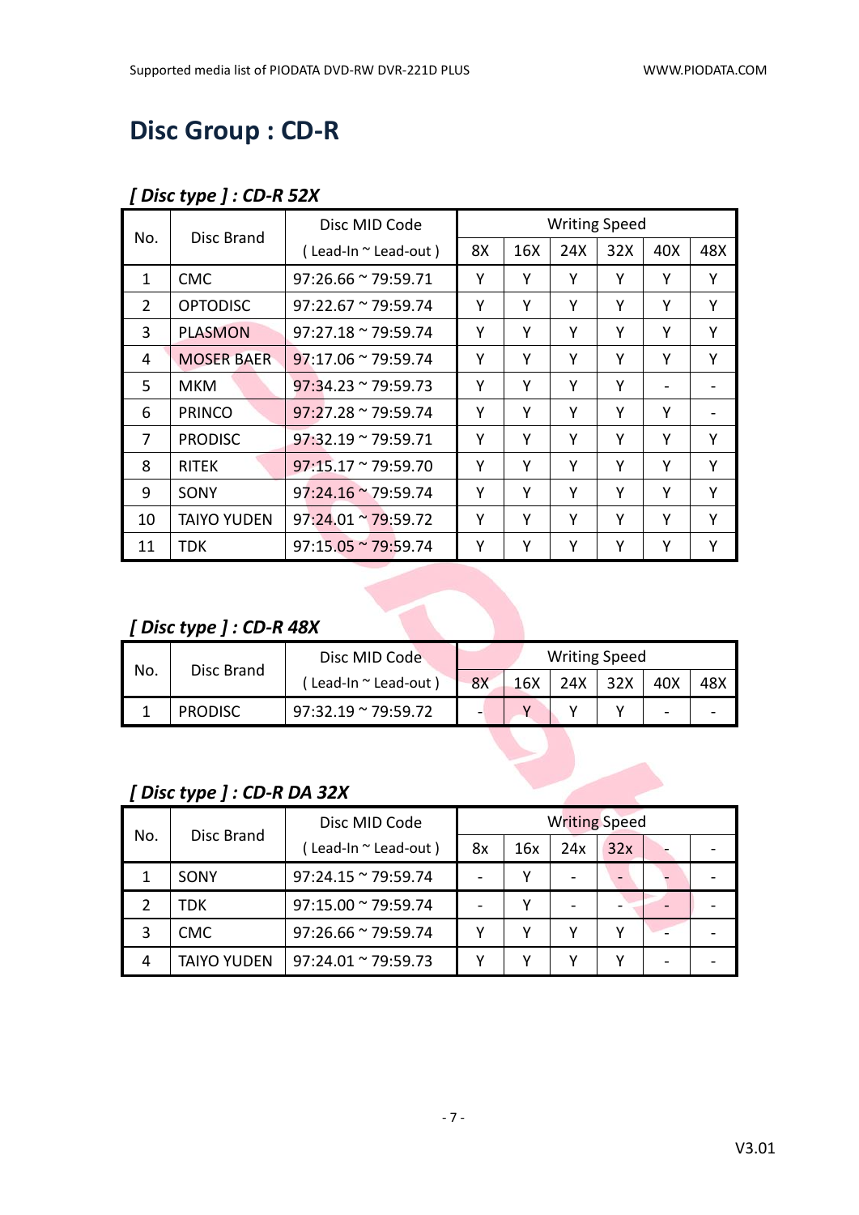// Lexicon: Disc Group: CD-R; three tables transcribed with multi-row headers (No., Disc Brand, Disc MID Code (Lead-In ~ Lead-out), Writing Speed); ignored faint diagonal "pio data" watermark overlay; omitted running header/footer (media list title, website, page number, V3.01).

# Disc Group : CD-R

## *[ Disc type ] : CD-R 52X*

| No. | Disc Brand | Disc MID Code | Writing Speed | | | | | |
|---|---|---|---|---|---|---|---|---|
| | | ( Lead-In ~ Lead-out ) | 8X | 16X | 24X | 32X | 40X | 48X |
| 1 | CMC | 97:26.66 ~ 79:59.71 | Y | Y | Y | Y | Y | Y |
| 2 | OPTODISC | 97:22.67 ~ 79:59.74 | Y | Y | Y | Y | Y | Y |
| 3 | PLASMON | 97:27.18 ~ 79:59.74 | Y | Y | Y | Y | Y | Y |
| 4 | MOSER BAER | 97:17.06 ~ 79:59.74 | Y | Y | Y | Y | Y | Y |
| 5 | MKM | 97:34.23 ~ 79:59.73 | Y | Y | Y | Y | - | - |
| 6 | PRINCO | 97:27.28 ~ 79:59.74 | Y | Y | Y | Y | Y | - |
| 7 | PRODISC | 97:32.19 ~ 79:59.71 | Y | Y | Y | Y | Y | Y |
| 8 | RITEK | 97:15.17 ~ 79:59.70 | Y | Y | Y | Y | Y | Y |
| 9 | SONY | 97:24.16 ~ 79:59.74 | Y | Y | Y | Y | Y | Y |
| 10 | TAIYO YUDEN | 97:24.01 ~ 79:59.72 | Y | Y | Y | Y | Y | Y |
| 11 | TDK | 97:15.05 ~ 79:59.74 | Y | Y | Y | Y | Y | Y |

## *[ Disc type ] : CD-R 48X*

| No. | Disc Brand | Disc MID Code | Writing Speed | | | | | |
|---|---|---|---|---|---|---|---|---|
| | | ( Lead-In ~ Lead-out ) | 8X | 16X | 24X | 32X | 40X | 48X |
| 1 | PRODISC | 97:32.19 ~ 79:59.72 | - | Y | Y | Y | - | - |

## *[ Disc type ] : CD-R DA 32X*

| No. | Disc Brand | Disc MID Code | Writing Speed | | | | | |
|---|---|---|---|---|---|---|---|---|
| | | ( Lead-In ~ Lead-out ) | 8x | 16x | 24x | 32x | - | - |
| 1 | SONY | 97:24.15 ~ 79:59.74 | - | Y | - | - | - | - |
| 2 | TDK | 97:15.00 ~ 79:59.74 | - | Y | - | - | - | - |
| 3 | CMC | 97:26.66 ~ 79:59.74 | Y | Y | Y | Y | - | - |
| 4 | TAIYO YUDEN | 97:24.01 ~ 79:59.73 | Y | Y | Y | Y | - | - |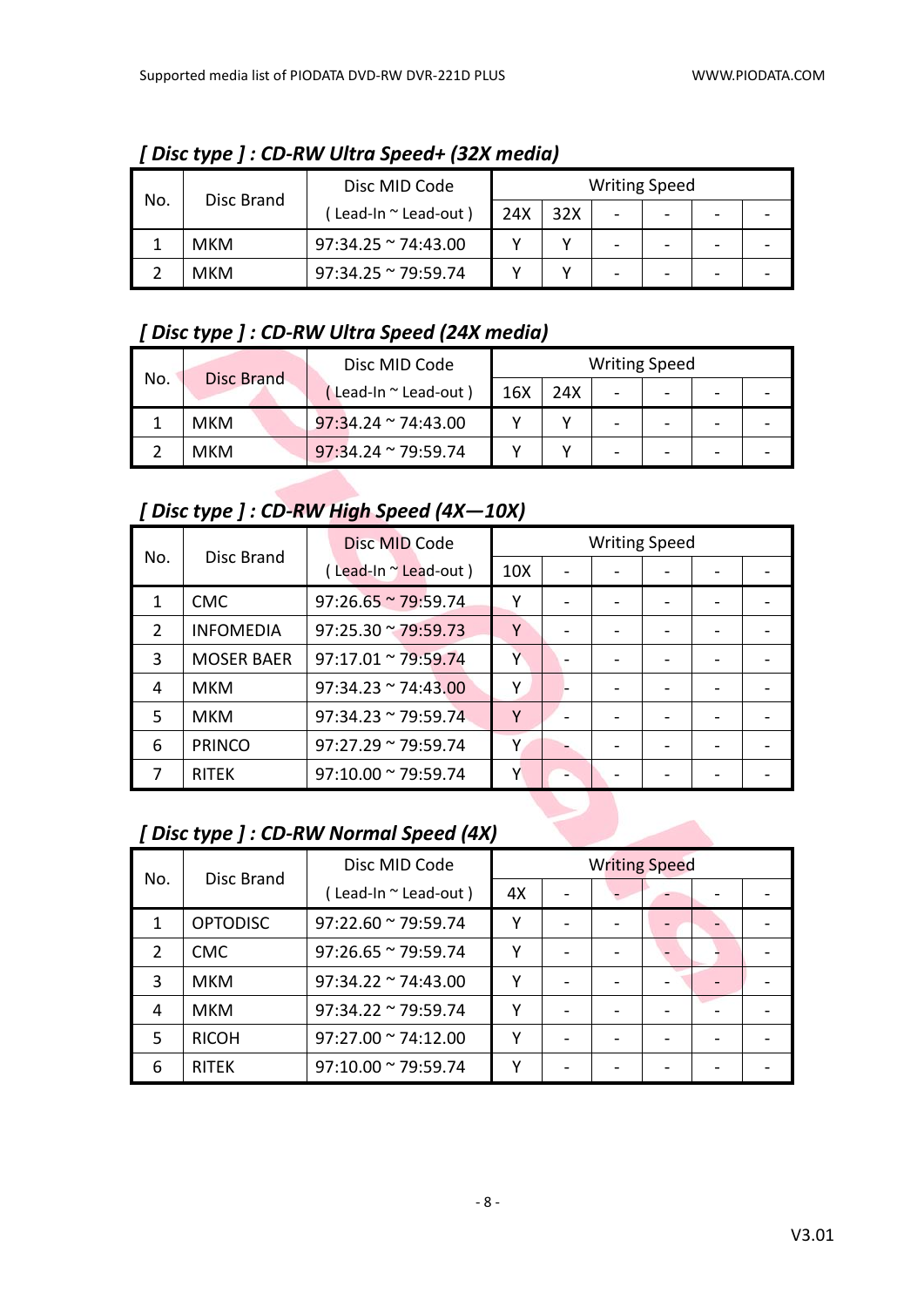### [ Disc type ] : CD-RW Ultra Speed+ (32X media)

| No. | Disc Brand | Disc MID Code | Writing Speed | | | | | |
|---|---|---|---|---|---|---|---|---|
| | | ( Lead-In ~ Lead-out ) | 24X | 32X | - | - | - | - |
| 1 | MKM | 97:34.25 ~ 74:43.00 | Y | Y | - | - | - | - |
| 2 | MKM | 97:34.25 ~ 79:59.74 | Y | Y | - | - | - | - |

### [ Disc type ] : CD-RW Ultra Speed (24X media)

| No. | Disc Brand | Disc MID Code | Writing Speed | | | | | |
|---|---|---|---|---|---|---|---|---|
| | | ( Lead-In ~ Lead-out ) | 16X | 24X | - | - | - | - |
| 1 | MKM | 97:34.24 ~ 74:43.00 | Y | Y | - | - | - | - |
| 2 | MKM | 97:34.24 ~ 79:59.74 | Y | Y | - | - | - | - |

### [ Disc type ] : CD-RW High Speed (4X—10X)

| No. | Disc Brand | Disc MID Code | Writing Speed | | | | | |
|---|---|---|---|---|---|---|---|---|
| | | ( Lead-In ~ Lead-out ) | 10X | - | - | - | - | - |
| 1 | CMC | 97:26.65 ~ 79:59.74 | Y | - | - | - | - | - |
| 2 | INFOMEDIA | 97:25.30 ~ 79:59.73 | Y | - | - | - | - | - |
| 3 | MOSER BAER | 97:17.01 ~ 79:59.74 | Y | - | - | - | - | - |
| 4 | MKM | 97:34.23 ~ 74:43.00 | Y | - | - | - | - | - |
| 5 | MKM | 97:34.23 ~ 79:59.74 | Y | - | - | - | - | - |
| 6 | PRINCO | 97:27.29 ~ 79:59.74 | Y | - | - | - | - | - |
| 7 | RITEK | 97:10.00 ~ 79:59.74 | Y | - | - | - | - | - |

### [ Disc type ] : CD-RW Normal Speed (4X)

| No. | Disc Brand | Disc MID Code | Writing Speed | | | | | |
|---|---|---|---|---|---|---|---|---|
| | | ( Lead-In ~ Lead-out ) | 4X | - | - | - | - | - |
| 1 | OPTODISC | 97:22.60 ~ 79:59.74 | Y | - | - | - | - | - |
| 2 | CMC | 97:26.65 ~ 79:59.74 | Y | - | - | - | - | - |
| 3 | MKM | 97:34.22 ~ 74:43.00 | Y | - | - | - | - | - |
| 4 | MKM | 97:34.22 ~ 79:59.74 | Y | - | - | - | - | - |
| 5 | RICOH | 97:27.00 ~ 74:12.00 | Y | - | - | - | - | - |
| 6 | RITEK | 97:10.00 ~ 79:59.74 | Y | - | - | - | - | - |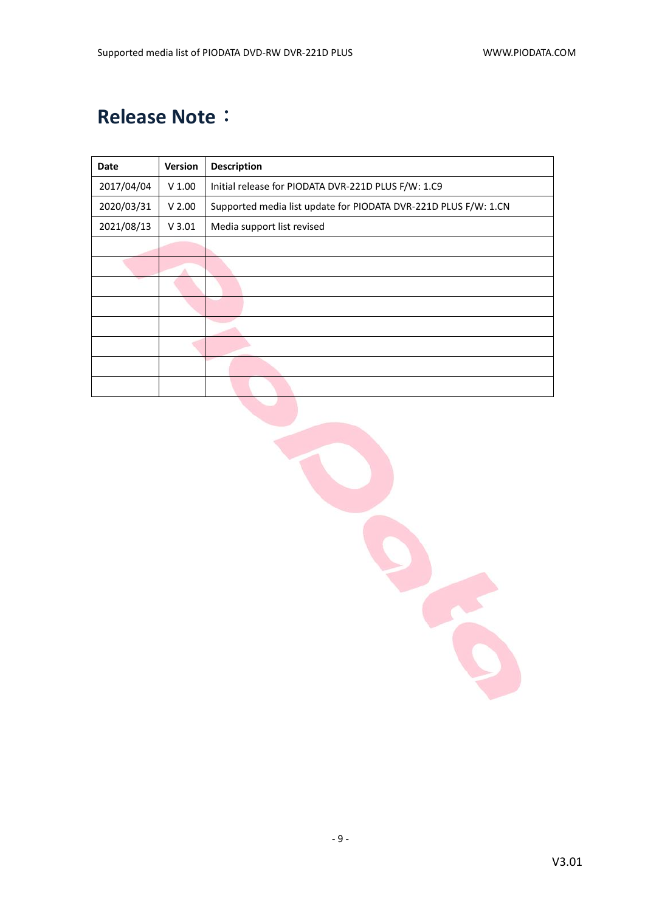# Release Note：

| Date | Version | Description |
| --- | --- | --- |
| 2017/04/04 | V 1.00 | Initial release for PIODATA DVR-221D PLUS F/W: 1.C9 |
| 2020/03/31 | V 2.00 | Supported media list update for PIODATA DVR-221D PLUS F/W: 1.CN |
| 2021/08/13 | V 3.01 | Media support list revised |
| | | |
| | | |
| | | |
| | | |
| | | |
| | | |
| | | |
| | | |